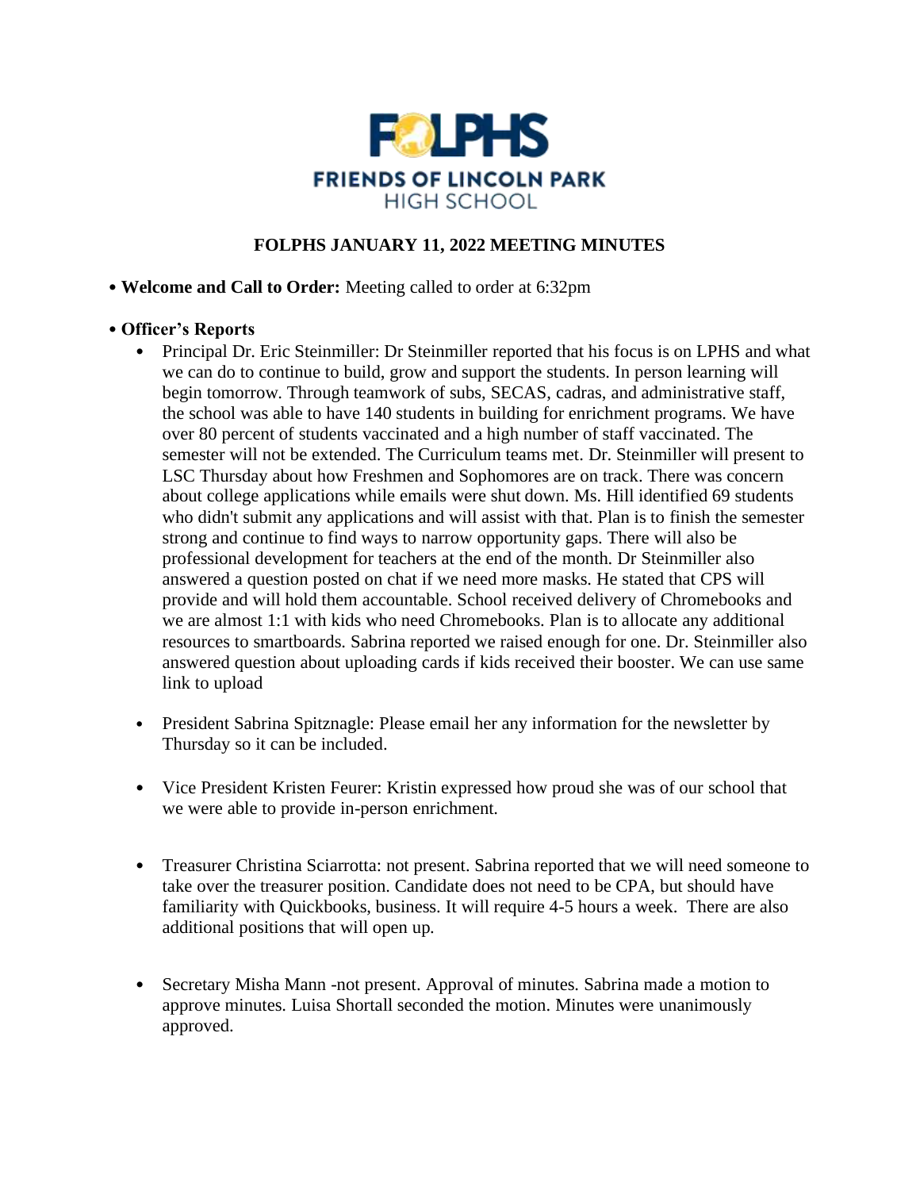FOLPHS
FRIENDS OF LINCOLN PARK
HIGH SCHOOL

# FOLPHS JANUARY 11, 2022 MEETING MINUTES

- **Welcome and Call to Order:** Meeting called to order at 6:32pm

- **Officer's Reports**
  - Principal Dr. Eric Steinmiller: Dr Steinmiller reported that his focus is on LPHS and what we can do to continue to build, grow and support the students. In person learning will begin tomorrow. Through teamwork of subs, SECAS, cadras, and administrative staff, the school was able to have 140 students in building for enrichment programs. We have over 80 percent of students vaccinated and a high number of staff vaccinated. The semester will not be extended. The Curriculum teams met. Dr. Steinmiller will present to LSC Thursday about how Freshmen and Sophomores are on track. There was concern about college applications while emails were shut down. Ms. Hill identified 69 students who didn't submit any applications and will assist with that. Plan is to finish the semester strong and continue to find ways to narrow opportunity gaps. There will also be professional development for teachers at the end of the month. Dr Steinmiller also answered a question posted on chat if we need more masks. He stated that CPS will provide and will hold them accountable. School received delivery of Chromebooks and we are almost 1:1 with kids who need Chromebooks. Plan is to allocate any additional resources to smartboards. Sabrina reported we raised enough for one. Dr. Steinmiller also answered question about uploading cards if kids received their booster. We can use same link to upload

  - President Sabrina Spitznagle: Please email her any information for the newsletter by Thursday so it can be included.

  - Vice President Kristen Feurer: Kristin expressed how proud she was of our school that we were able to provide in-person enrichment.

  - Treasurer Christina Sciarrotta: not present. Sabrina reported that we will need someone to take over the treasurer position. Candidate does not need to be CPA, but should have familiarity with Quickbooks, business. It will require 4-5 hours a week. There are also additional positions that will open up.

  - Secretary Misha Mann -not present. Approval of minutes. Sabrina made a motion to approve minutes. Luisa Shortall seconded the motion. Minutes were unanimously approved.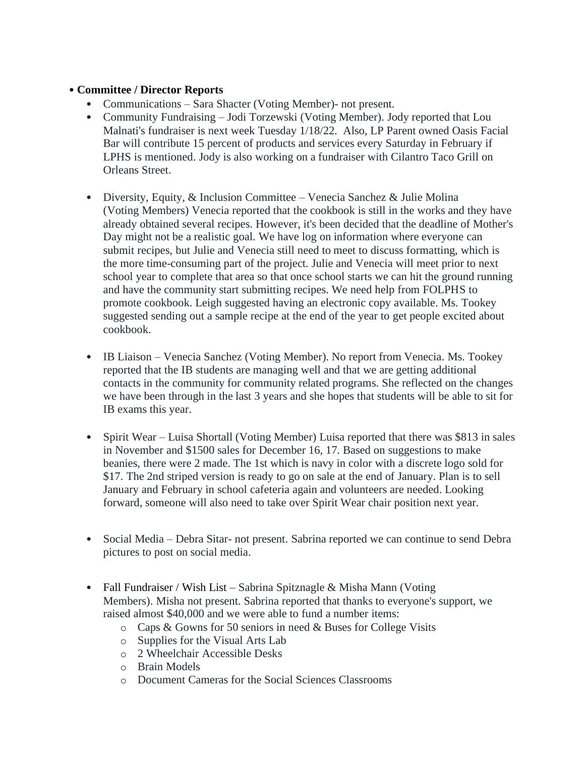- **Committee / Director Reports**
  - Communications – Sara Shacter (Voting Member)- not present.
  - Community Fundraising – Jodi Torzewski (Voting Member). Jody reported that Lou Malnati's fundraiser is next week Tuesday 1/18/22. Also, LP Parent owned Oasis Facial Bar will contribute 15 percent of products and services every Saturday in February if LPHS is mentioned. Jody is also working on a fundraiser with Cilantro Taco Grill on Orleans Street.
  - Diversity, Equity, & Inclusion Committee – Venecia Sanchez & Julie Molina (Voting Members) Venecia reported that the cookbook is still in the works and they have already obtained several recipes. However, it's been decided that the deadline of Mother's Day might not be a realistic goal. We have log on information where everyone can submit recipes, but Julie and Venecia still need to meet to discuss formatting, which is the more time-consuming part of the project. Julie and Venecia will meet prior to next school year to complete that area so that once school starts we can hit the ground running and have the community start submitting recipes. We need help from FOLPHS to promote cookbook. Leigh suggested having an electronic copy available. Ms. Tookey suggested sending out a sample recipe at the end of the year to get people excited about cookbook.
  - IB Liaison – Venecia Sanchez (Voting Member). No report from Venecia. Ms. Tookey reported that the IB students are managing well and that we are getting additional contacts in the community for community related programs. She reflected on the changes we have been through in the last 3 years and she hopes that students will be able to sit for IB exams this year.
  - Spirit Wear – Luisa Shortall (Voting Member) Luisa reported that there was $813 in sales in November and $1500 sales for December 16, 17. Based on suggestions to make beanies, there were 2 made. The 1st which is navy in color with a discrete logo sold for $17. The 2nd striped version is ready to go on sale at the end of January. Plan is to sell January and February in school cafeteria again and volunteers are needed. Looking forward, someone will also need to take over Spirit Wear chair position next year.
  - Social Media – Debra Sitar- not present. Sabrina reported we can continue to send Debra pictures to post on social media.
  - Fall Fundraiser / Wish List – Sabrina Spitznagle & Misha Mann (Voting Members). Misha not present. Sabrina reported that thanks to everyone's support, we raised almost $40,000 and we were able to fund a number items:
    - Caps & Gowns for 50 seniors in need & Buses for College Visits
    - Supplies for the Visual Arts Lab
    - 2 Wheelchair Accessible Desks
    - Brain Models
    - Document Cameras for the Social Sciences Classrooms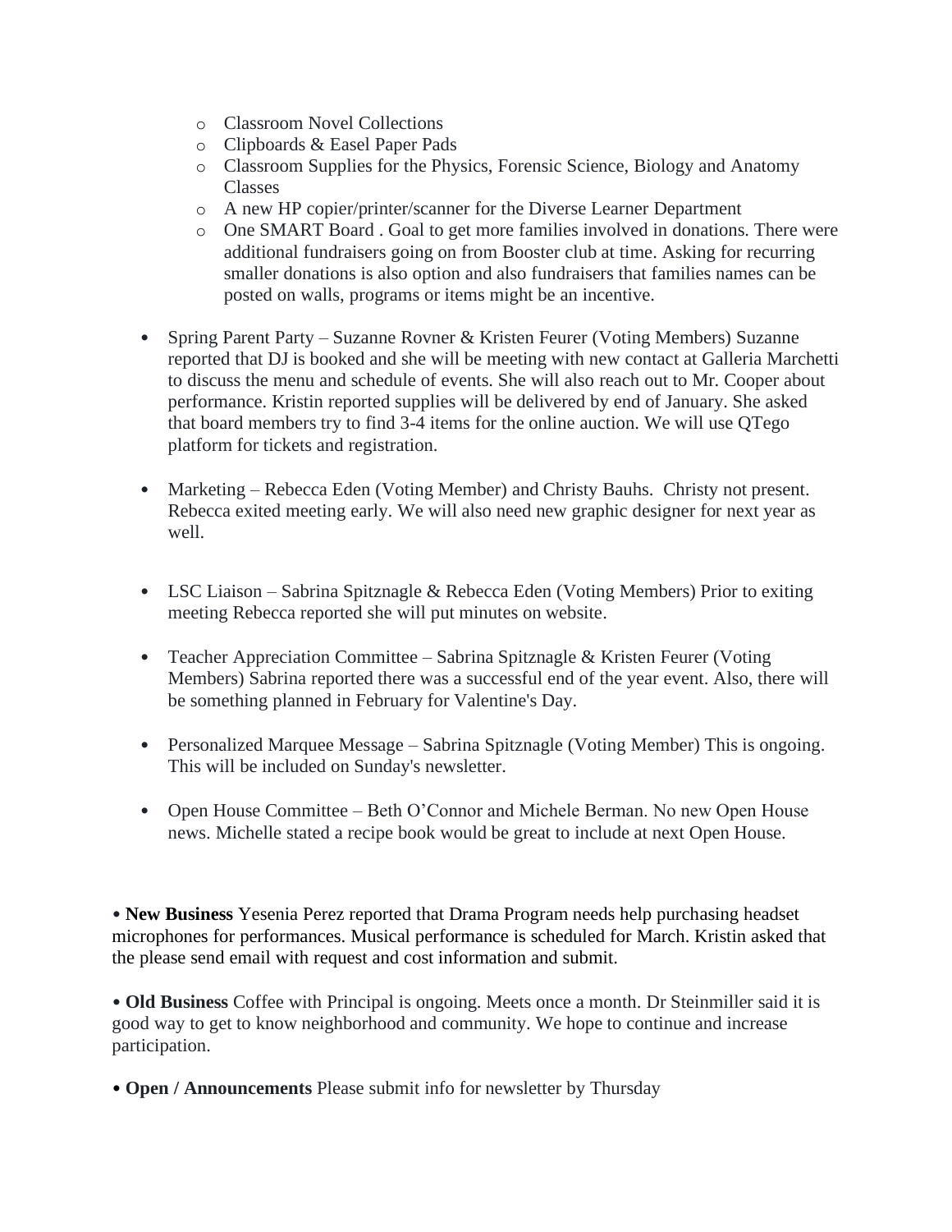- Classroom Novel Collections
    - Clipboards & Easel Paper Pads
    - Classroom Supplies for the Physics, Forensic Science, Biology and Anatomy Classes
    - A new HP copier/printer/scanner for the Diverse Learner Department
    - One SMART Board . Goal to get more families involved in donations. There were additional fundraisers going on from Booster club at time. Asking for recurring smaller donations is also option and also fundraisers that families names can be posted on walls, programs or items might be an incentive.

- Spring Parent Party – Suzanne Rovner & Kristen Feurer (Voting Members) Suzanne reported that DJ is booked and she will be meeting with new contact at Galleria Marchetti to discuss the menu and schedule of events. She will also reach out to Mr. Cooper about performance. Kristin reported supplies will be delivered by end of January. She asked that board members try to find 3-4 items for the online auction. We will use QTego platform for tickets and registration.

- Marketing – Rebecca Eden (Voting Member) and Christy Bauhs. Christy not present. Rebecca exited meeting early. We will also need new graphic designer for next year as well.

- LSC Liaison – Sabrina Spitznagle & Rebecca Eden (Voting Members) Prior to exiting meeting Rebecca reported she will put minutes on website.

- Teacher Appreciation Committee – Sabrina Spitznagle & Kristen Feurer (Voting Members) Sabrina reported there was a successful end of the year event. Also, there will be something planned in February for Valentine's Day.

- Personalized Marquee Message – Sabrina Spitznagle (Voting Member) This is ongoing. This will be included on Sunday's newsletter.

- Open House Committee – Beth O'Connor and Michele Berman. No new Open House news. Michelle stated a recipe book would be great to include at next Open House.

• **New Business** Yesenia Perez reported that Drama Program needs help purchasing headset microphones for performances. Musical performance is scheduled for March. Kristin asked that the please send email with request and cost information and submit.

• **Old Business** Coffee with Principal is ongoing. Meets once a month. Dr Steinmiller said it is good way to get to know neighborhood and community. We hope to continue and increase participation.

• **Open / Announcements** Please submit info for newsletter by Thursday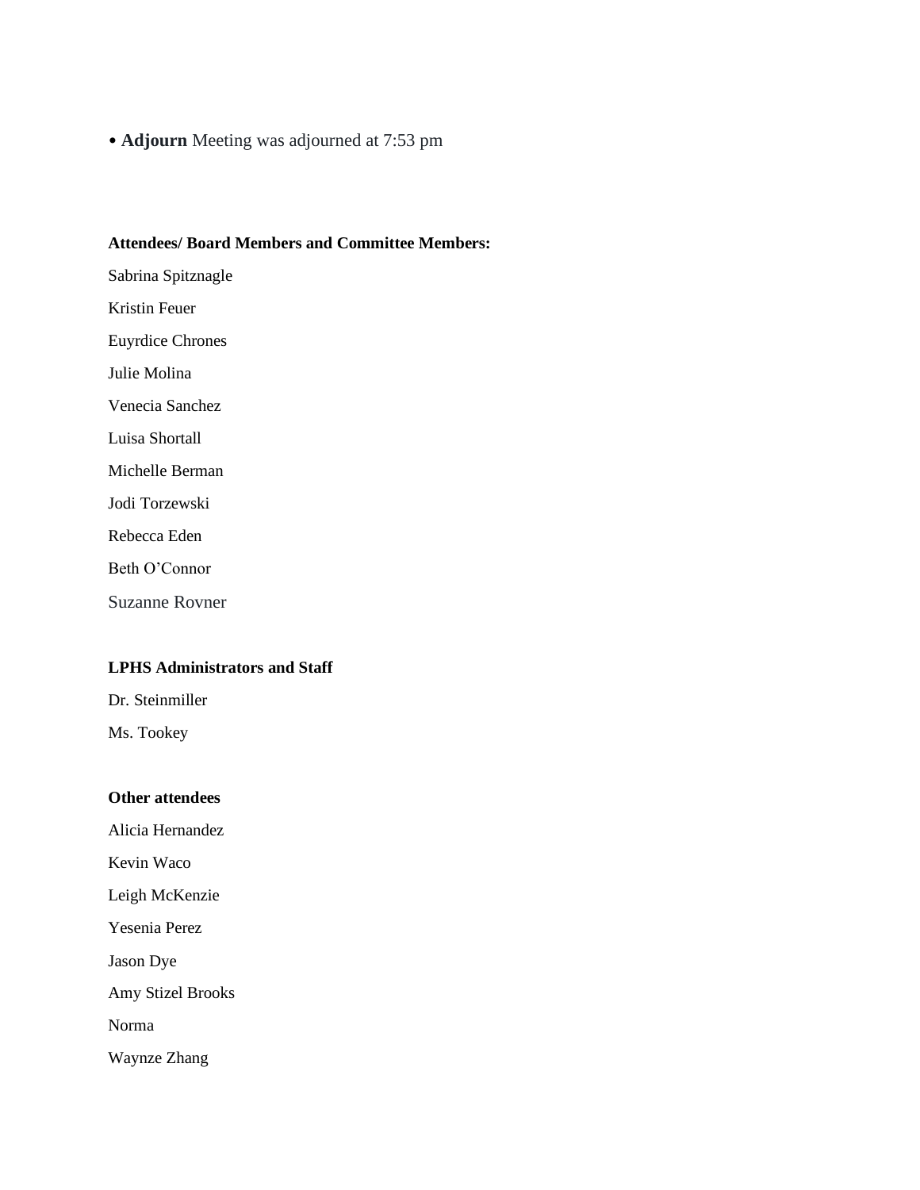- **Adjourn** Meeting was adjourned at 7:53 pm

**Attendees/ Board Members and Committee Members:**

Sabrina Spitznagle

Kristin Feuer

Euyrdice Chrones

Julie Molina

Venecia Sanchez

Luisa Shortall

Michelle Berman

Jodi Torzewski

Rebecca Eden

Beth O'Connor

Suzanne Rovner

**LPHS Administrators and Staff**

Dr. Steinmiller

Ms. Tookey

**Other attendees**

Alicia Hernandez

Kevin Waco

Leigh McKenzie

Yesenia Perez

Jason Dye

Amy Stizel Brooks

Norma

Waynze Zhang